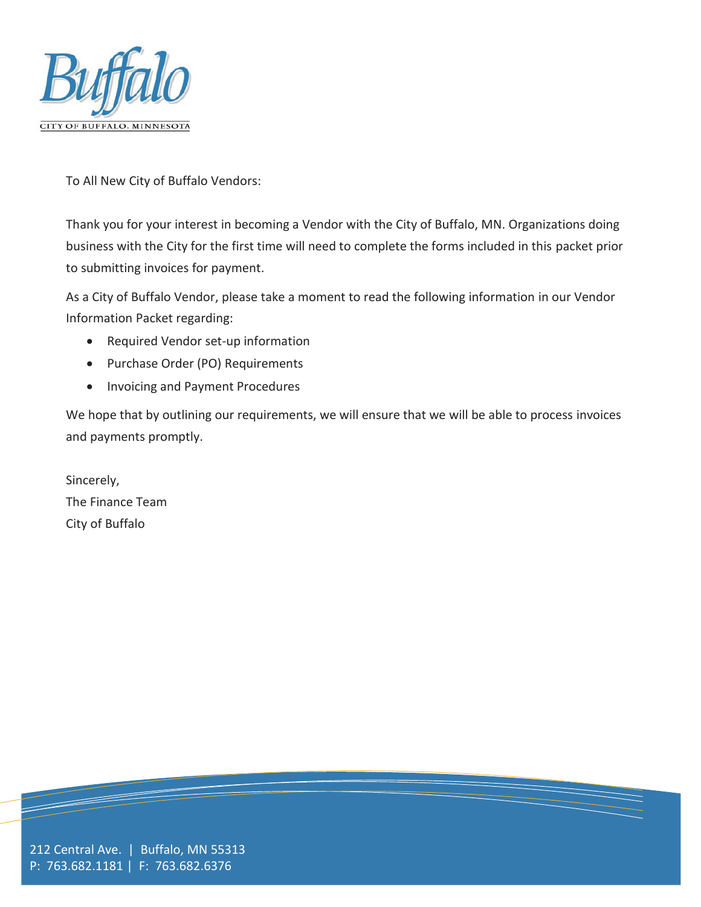Buffalo

CITY OF BUFFALO, MINNESOTA

To All New City of Buffalo Vendors:

Thank you for your interest in becoming a Vendor with the City of Buffalo, MN. Organizations doing business with the City for the first time will need to complete the forms included in this packet prior to submitting invoices for payment.

As a City of Buffalo Vendor, please take a moment to read the following information in our Vendor Information Packet regarding:

- Required Vendor set-up information
- Purchase Order (PO) Requirements
- Invoicing and Payment Procedures

We hope that by outlining our requirements, we will ensure that we will be able to process invoices and payments promptly.

Sincerely,
The Finance Team
City of Buffalo

212 Central Ave. | Buffalo, MN 55313
P: 763.682.1181 | F: 763.682.6376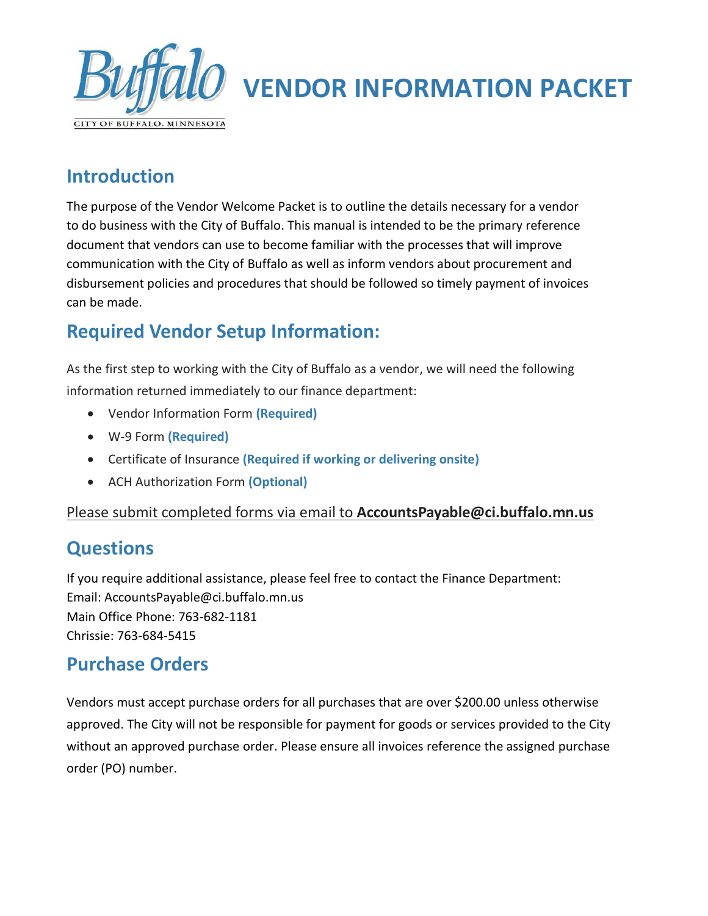# VENDOR INFORMATION PACKET

## Introduction

The purpose of the Vendor Welcome Packet is to outline the details necessary for a vendor to do business with the City of Buffalo. This manual is intended to be the primary reference document that vendors can use to become familiar with the processes that will improve communication with the City of Buffalo as well as inform vendors about procurement and disbursement policies and procedures that should be followed so timely payment of invoices can be made.

## Required Vendor Setup Information:

As the first step to working with the City of Buffalo as a vendor, we will need the following information returned immediately to our finance department:

- Vendor Information Form **(Required)**
- W-9 Form **(Required)**
- Certificate of Insurance **(Required if working or delivering onsite)**
- ACH Authorization Form **(Optional)**

Please submit completed forms via email to **AccountsPayable@ci.buffalo.mn.us**

## Questions

If you require additional assistance, please feel free to contact the Finance Department:
Email: AccountsPayable@ci.buffalo.mn.us
Main Office Phone: 763-682-1181
Chrissie: 763-684-5415

## Purchase Orders

Vendors must accept purchase orders for all purchases that are over $200.00 unless otherwise approved. The City will not be responsible for payment for goods or services provided to the City without an approved purchase order. Please ensure all invoices reference the assigned purchase order (PO) number.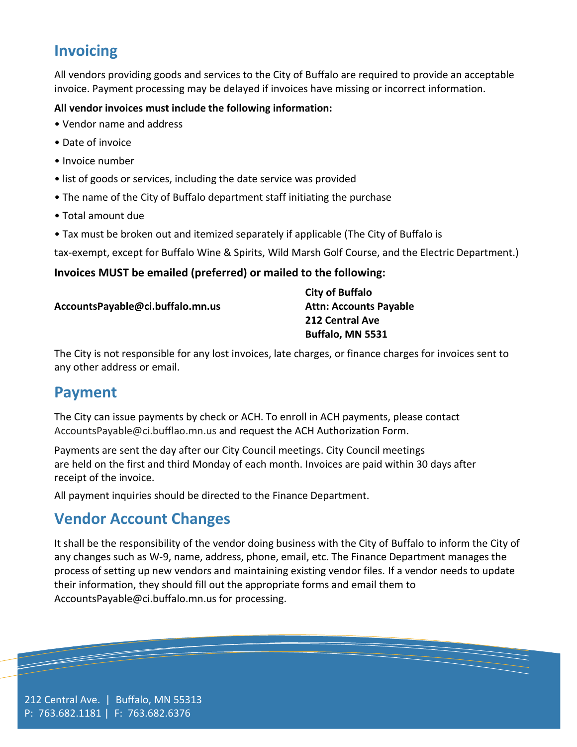## Invoicing

All vendors providing goods and services to the City of Buffalo are required to provide an acceptable invoice. Payment processing may be delayed if invoices have missing or incorrect information.

**All vendor invoices must include the following information:**

- Vendor name and address
- Date of invoice
- Invoice number
- list of goods or services, including the date service was provided
- The name of the City of Buffalo department staff initiating the purchase
- Total amount due
- Tax must be broken out and itemized separately if applicable (The City of Buffalo is tax-exempt, except for Buffalo Wine & Spirits, Wild Marsh Golf Course, and the Electric Department.)

**Invoices MUST be emailed (preferred) or mailed to the following:**

**AccountsPayable@ci.buffalo.mn.us**

**City of Buffalo**
**Attn: Accounts Payable**
**212 Central Ave**
**Buffalo, MN 5531**

The City is not responsible for any lost invoices, late charges, or finance charges for invoices sent to any other address or email.

## Payment

The City can issue payments by check or ACH. To enroll in ACH payments, please contact AccountsPayable@ci.bufflao.mn.us and request the ACH Authorization Form.

Payments are sent the day after our City Council meetings. City Council meetings are held on the first and third Monday of each month. Invoices are paid within 30 days after receipt of the invoice.

All payment inquiries should be directed to the Finance Department.

## Vendor Account Changes

It shall be the responsibility of the vendor doing business with the City of Buffalo to inform the City of any changes such as W-9, name, address, phone, email, etc. The Finance Department manages the process of setting up new vendors and maintaining existing vendor files. If a vendor needs to update their information, they should fill out the appropriate forms and email them to AccountsPayable@ci.buffalo.mn.us for processing.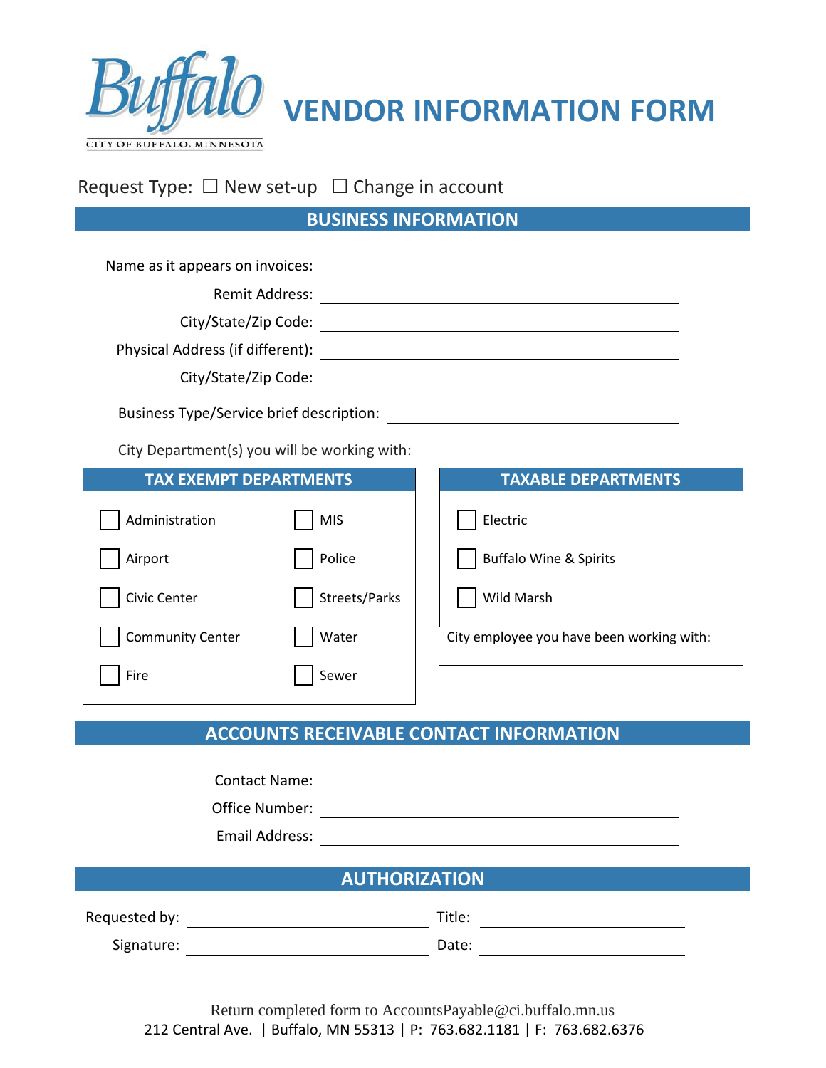Buffalo

CITY OF BUFFALO, MINNESOTA

# VENDOR INFORMATION FORM

Request Type: ☐ New set-up ☐ Change in account

## BUSINESS INFORMATION

Name as it appears on invoices: \_\_\_\_\_\_\_\_\_\_\_\_\_\_\_\_\_\_\_\_

Remit Address: \_\_\_\_\_\_\_\_\_\_\_\_\_\_\_\_\_\_\_\_

City/State/Zip Code: \_\_\_\_\_\_\_\_\_\_\_\_\_\_\_\_\_\_\_\_

Physical Address (if different): \_\_\_\_\_\_\_\_\_\_\_\_\_\_\_\_\_\_\_\_

City/State/Zip Code: \_\_\_\_\_\_\_\_\_\_\_\_\_\_\_\_\_\_\_\_

Business Type/Service brief description: \_\_\_\_\_\_\_\_\_\_\_\_\_\_\_\_\_\_\_\_

City Department(s) you will be working with:

| TAX EXEMPT DEPARTMENTS | | TAXABLE DEPARTMENTS |
|---|---|---|
| ☐ Administration | ☐ MIS | ☐ Electric |
| ☐ Airport | ☐ Police | ☐ Buffalo Wine & Spirits |
| ☐ Civic Center | ☐ Streets/Parks | ☐ Wild Marsh |
| ☐ Community Center | ☐ Water | |
| ☐ Fire | ☐ Sewer | |

City employee you have been working with: \_\_\_\_\_\_\_\_\_\_\_\_\_\_\_\_\_\_\_\_

## ACCOUNTS RECEIVABLE CONTACT INFORMATION

Contact Name: \_\_\_\_\_\_\_\_\_\_\_\_\_\_\_\_\_\_\_\_

Office Number: \_\_\_\_\_\_\_\_\_\_\_\_\_\_\_\_\_\_\_\_

Email Address: \_\_\_\_\_\_\_\_\_\_\_\_\_\_\_\_\_\_\_\_

## AUTHORIZATION

Requested by: \_\_\_\_\_\_\_\_\_\_\_\_\_\_\_\_\_\_\_\_ Title: \_\_\_\_\_\_\_\_\_\_\_\_\_\_\_\_\_\_\_\_

Signature: \_\_\_\_\_\_\_\_\_\_\_\_\_\_\_\_\_\_\_\_ Date: \_\_\_\_\_\_\_\_\_\_\_\_\_\_\_\_\_\_\_\_

Return completed form to AccountsPayable@ci.buffalo.mn.us

212 Central Ave. | Buffalo, MN 55313 | P: 763.682.1181 | F: 763.682.6376